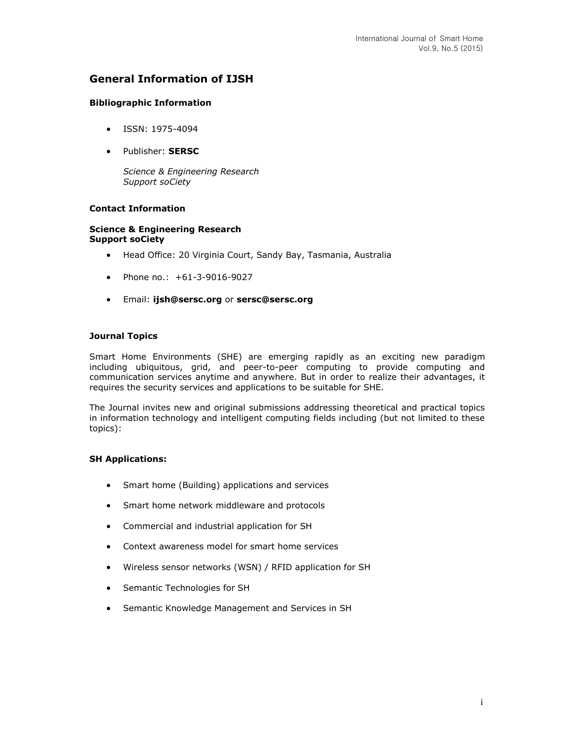# General Information of IJSH

### Bibliographic Information

- ISSN: 1975-4094
- Publisher: **SERSC**

  *Science & Engineering Research*
  *Support soCiety*

### Contact Information

**Science & Engineering Research**
**Support soCiety**

- Head Office: 20 Virginia Court, Sandy Bay, Tasmania, Australia
- Phone no.: +61-3-9016-9027
- Email: **ijsh@sersc.org** or **sersc@sersc.org**

### Journal Topics

Smart Home Environments (SHE) are emerging rapidly as an exciting new paradigm including ubiquitous, grid, and peer-to-peer computing to provide computing and communication services anytime and anywhere. But in order to realize their advantages, it requires the security services and applications to be suitable for SHE.

The Journal invites new and original submissions addressing theoretical and practical topics in information technology and intelligent computing fields including (but not limited to these topics):

### SH Applications:

- Smart home (Building) applications and services
- Smart home network middleware and protocols
- Commercial and industrial application for SH
- Context awareness model for smart home services
- Wireless sensor networks (WSN) / RFID application for SH
- Semantic Technologies for SH
- Semantic Knowledge Management and Services in SH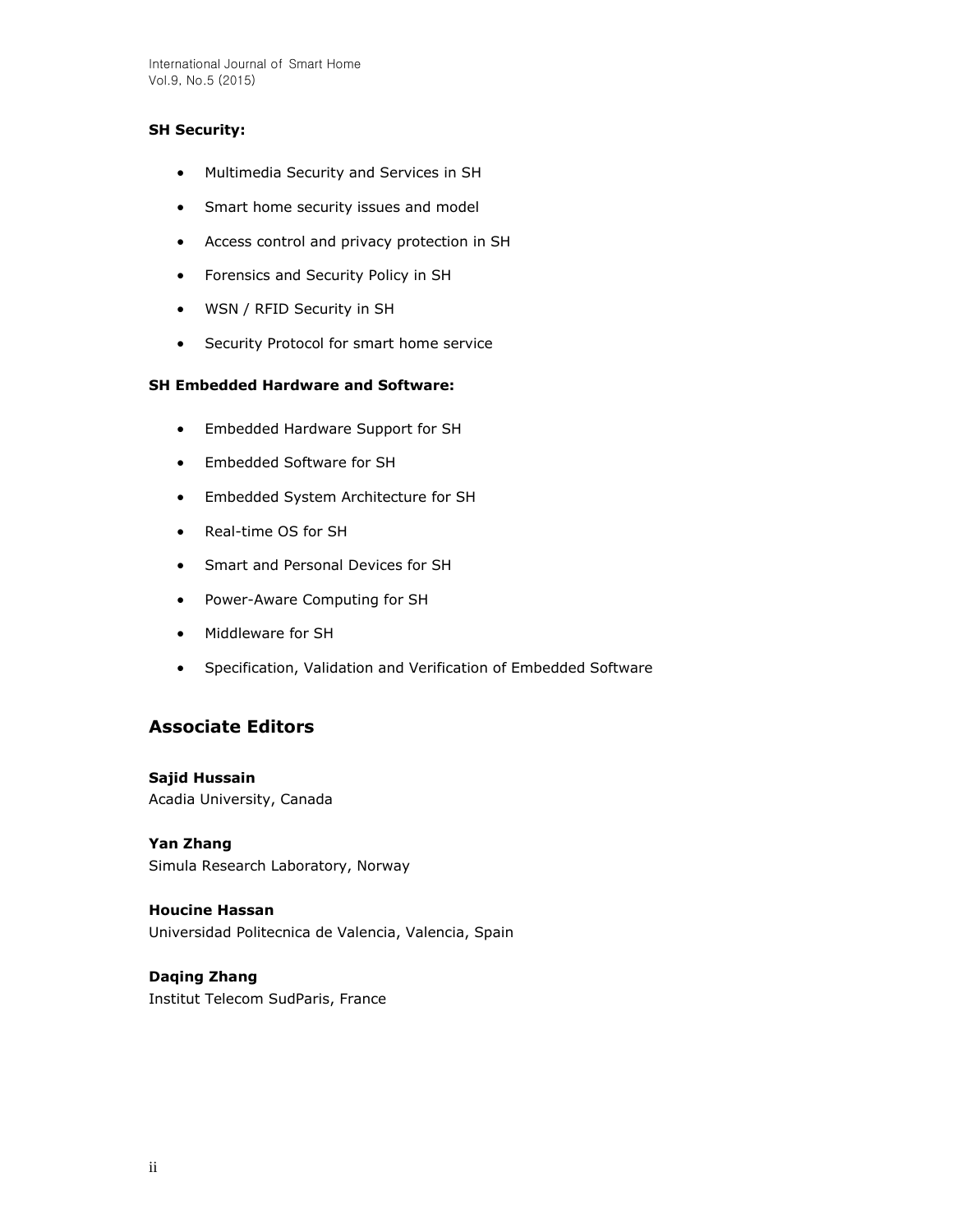**SH Security:**

- Multimedia Security and Services in SH
- Smart home security issues and model
- Access control and privacy protection in SH
- Forensics and Security Policy in SH
- WSN / RFID Security in SH
- Security Protocol for smart home service

**SH Embedded Hardware and Software:**

- Embedded Hardware Support for SH
- Embedded Software for SH
- Embedded System Architecture for SH
- Real-time OS for SH
- Smart and Personal Devices for SH
- Power-Aware Computing for SH
- Middleware for SH
- Specification, Validation and Verification of Embedded Software

## Associate Editors

**Sajid Hussain**
Acadia University, Canada

**Yan Zhang**
Simula Research Laboratory, Norway

**Houcine Hassan**
Universidad Politecnica de Valencia, Valencia, Spain

**Daqing Zhang**
Institut Telecom SudParis, France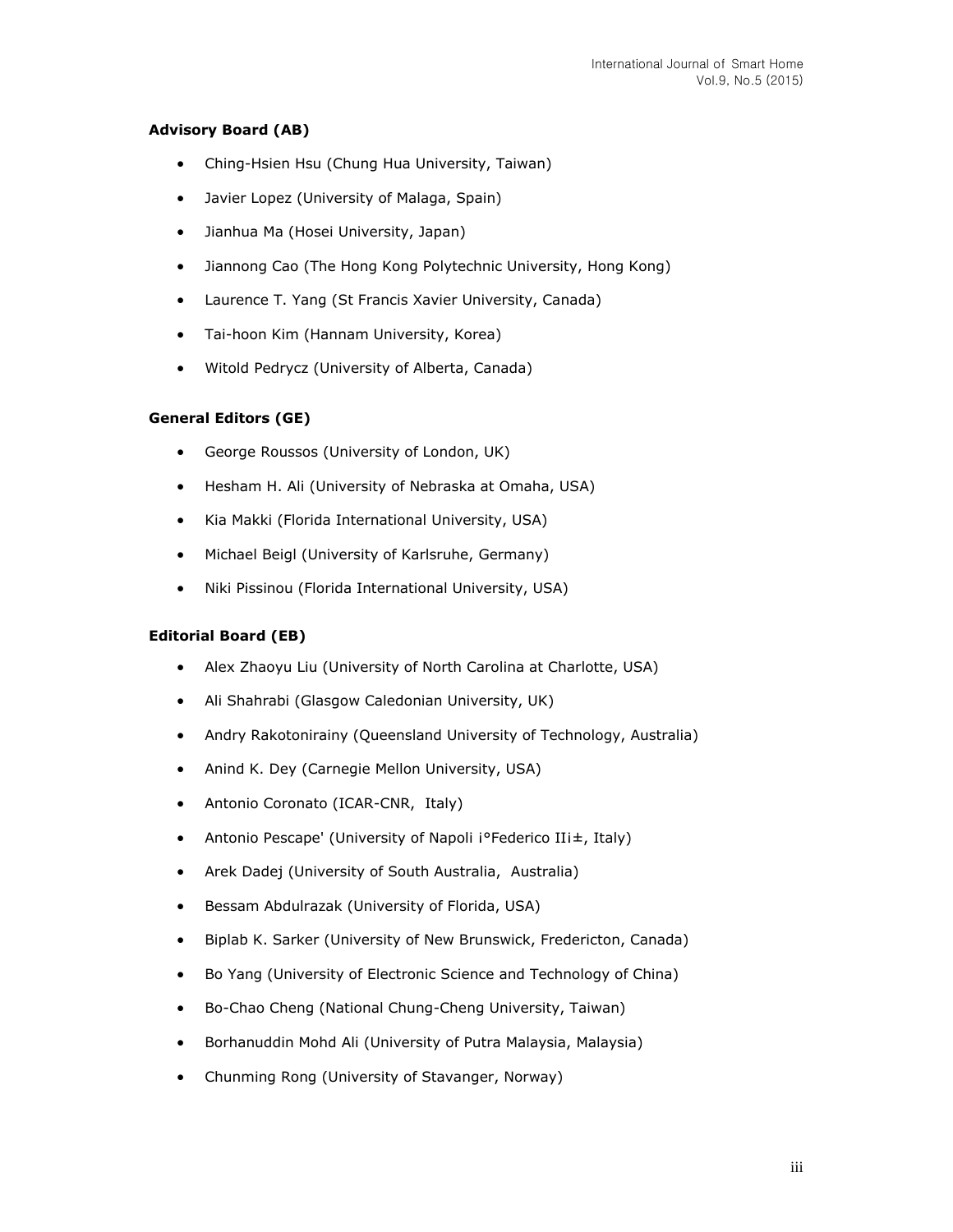**Advisory Board (AB)**

- Ching-Hsien Hsu (Chung Hua University, Taiwan)
- Javier Lopez (University of Malaga, Spain)
- Jianhua Ma (Hosei University, Japan)
- Jiannong Cao (The Hong Kong Polytechnic University, Hong Kong)
- Laurence T. Yang (St Francis Xavier University, Canada)
- Tai-hoon Kim (Hannam University, Korea)
- Witold Pedrycz (University of Alberta, Canada)

**General Editors (GE)**

- George Roussos (University of London, UK)
- Hesham H. Ali (University of Nebraska at Omaha, USA)
- Kia Makki (Florida International University, USA)
- Michael Beigl (University of Karlsruhe, Germany)
- Niki Pissinou (Florida International University, USA)

**Editorial Board (EB)**

- Alex Zhaoyu Liu (University of North Carolina at Charlotte, USA)
- Ali Shahrabi (Glasgow Caledonian University, UK)
- Andry Rakotonirainy (Queensland University of Technology, Australia)
- Anind K. Dey (Carnegie Mellon University, USA)
- Antonio Coronato (ICAR-CNR, Italy)
- Antonio Pescape' (University of Napoli i°Federico IIi±, Italy)
- Arek Dadej (University of South Australia, Australia)
- Bessam Abdulrazak (University of Florida, USA)
- Biplab K. Sarker (University of New Brunswick, Fredericton, Canada)
- Bo Yang (University of Electronic Science and Technology of China)
- Bo-Chao Cheng (National Chung-Cheng University, Taiwan)
- Borhanuddin Mohd Ali (University of Putra Malaysia, Malaysia)
- Chunming Rong (University of Stavanger, Norway)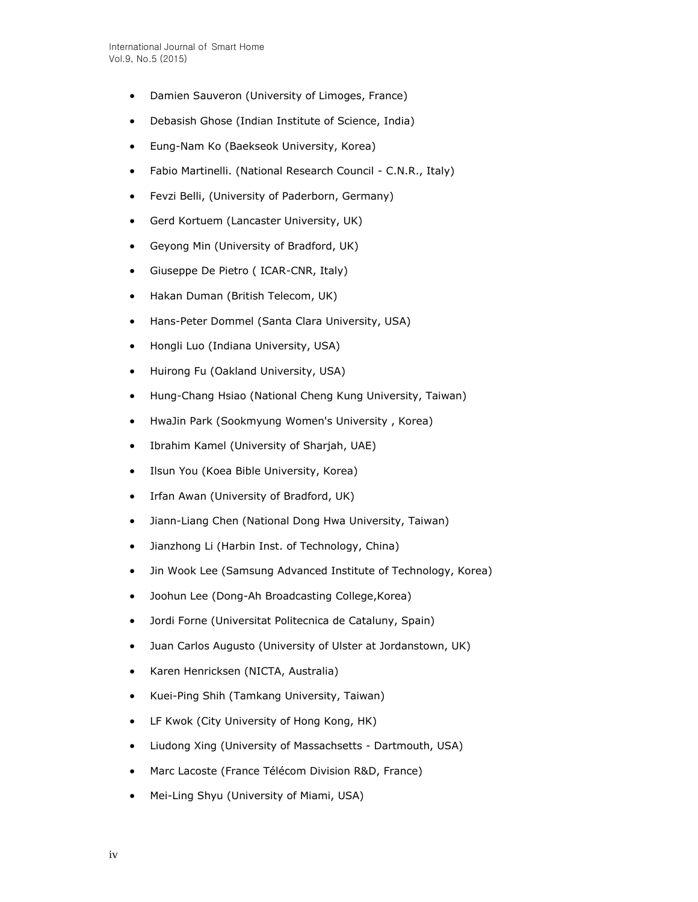- Damien Sauveron (University of Limoges, France)
- Debasish Ghose (Indian Institute of Science, India)
- Eung-Nam Ko (Baekseok University, Korea)
- Fabio Martinelli. (National Research Council - C.N.R., Italy)
- Fevzi Belli, (University of Paderborn, Germany)
- Gerd Kortuem (Lancaster University, UK)
- Geyong Min (University of Bradford, UK)
- Giuseppe De Pietro ( ICAR-CNR, Italy)
- Hakan Duman (British Telecom, UK)
- Hans-Peter Dommel (Santa Clara University, USA)
- Hongli Luo (Indiana University, USA)
- Huirong Fu (Oakland University, USA)
- Hung-Chang Hsiao (National Cheng Kung University, Taiwan)
- HwaJin Park (Sookmyung Women's University , Korea)
- Ibrahim Kamel (University of Sharjah, UAE)
- Ilsun You (Koea Bible University, Korea)
- Irfan Awan (University of Bradford, UK)
- Jiann-Liang Chen (National Dong Hwa University, Taiwan)
- Jianzhong Li (Harbin Inst. of Technology, China)
- Jin Wook Lee (Samsung Advanced Institute of Technology, Korea)
- Joohun Lee (Dong-Ah Broadcasting College,Korea)
- Jordi Forne (Universitat Politecnica de Cataluny, Spain)
- Juan Carlos Augusto (University of Ulster at Jordanstown, UK)
- Karen Henricksen (NICTA, Australia)
- Kuei-Ping Shih (Tamkang University, Taiwan)
- LF Kwok (City University of Hong Kong, HK)
- Liudong Xing (University of Massachsetts - Dartmouth, USA)
- Marc Lacoste (France Télécom Division R&D, France)
- Mei-Ling Shyu (University of Miami, USA)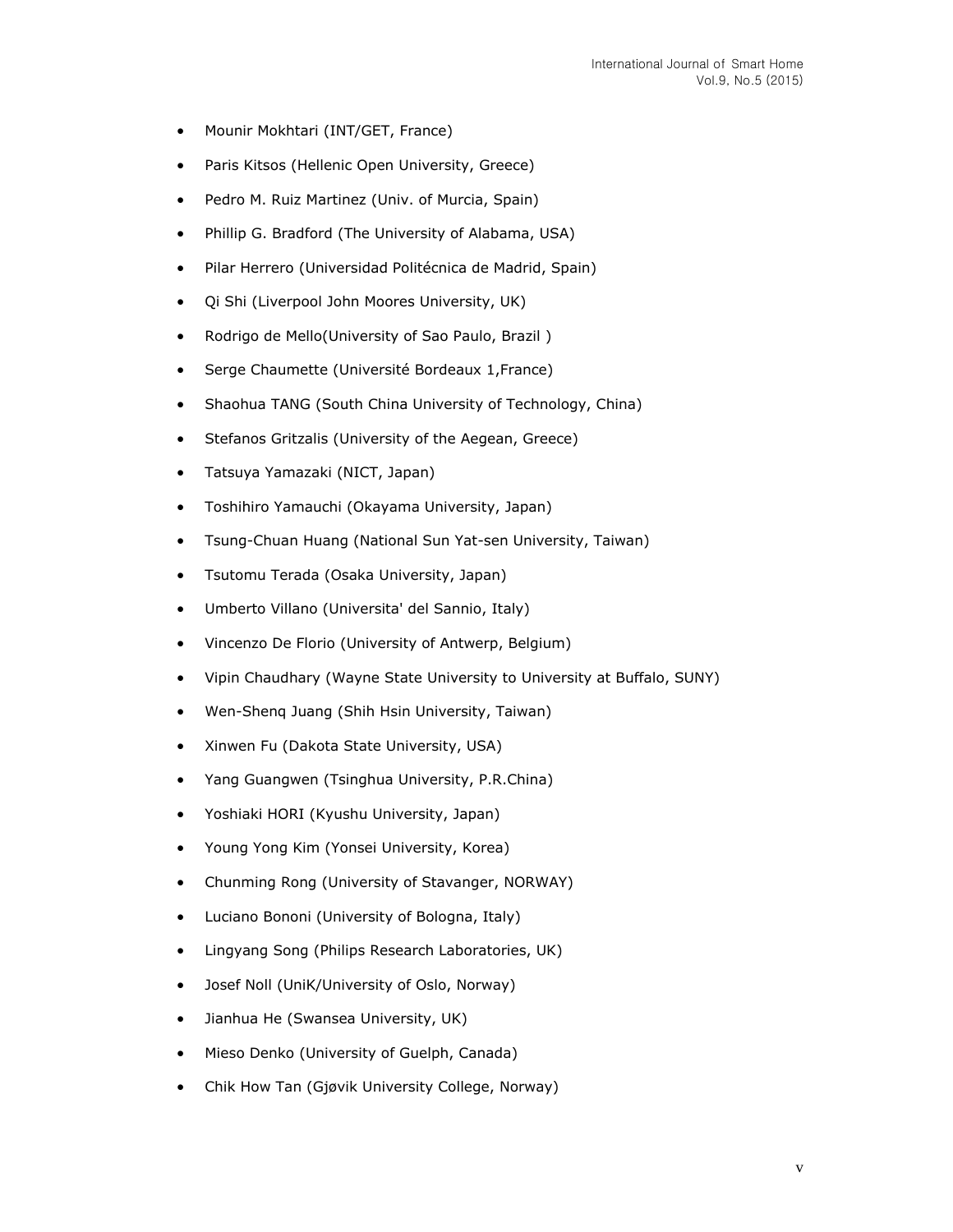- Mounir Mokhtari (INT/GET, France)
- Paris Kitsos (Hellenic Open University, Greece)
- Pedro M. Ruiz Martinez (Univ. of Murcia, Spain)
- Phillip G. Bradford (The University of Alabama, USA)
- Pilar Herrero (Universidad Politécnica de Madrid, Spain)
- Qi Shi (Liverpool John Moores University, UK)
- Rodrigo de Mello(University of Sao Paulo, Brazil )
- Serge Chaumette (Université Bordeaux 1,France)
- Shaohua TANG (South China University of Technology, China)
- Stefanos Gritzalis (University of the Aegean, Greece)
- Tatsuya Yamazaki (NICT, Japan)
- Toshihiro Yamauchi (Okayama University, Japan)
- Tsung-Chuan Huang (National Sun Yat-sen University, Taiwan)
- Tsutomu Terada (Osaka University, Japan)
- Umberto Villano (Universita' del Sannio, Italy)
- Vincenzo De Florio (University of Antwerp, Belgium)
- Vipin Chaudhary (Wayne State University to University at Buffalo, SUNY)
- Wen-Shenq Juang (Shih Hsin University, Taiwan)
- Xinwen Fu (Dakota State University, USA)
- Yang Guangwen (Tsinghua University, P.R.China)
- Yoshiaki HORI (Kyushu University, Japan)
- Young Yong Kim (Yonsei University, Korea)
- Chunming Rong (University of Stavanger, NORWAY)
- Luciano Bononi (University of Bologna, Italy)
- Lingyang Song (Philips Research Laboratories, UK)
- Josef Noll (UniK/University of Oslo, Norway)
- Jianhua He (Swansea University, UK)
- Mieso Denko (University of Guelph, Canada)
- Chik How Tan (Gjøvik University College, Norway)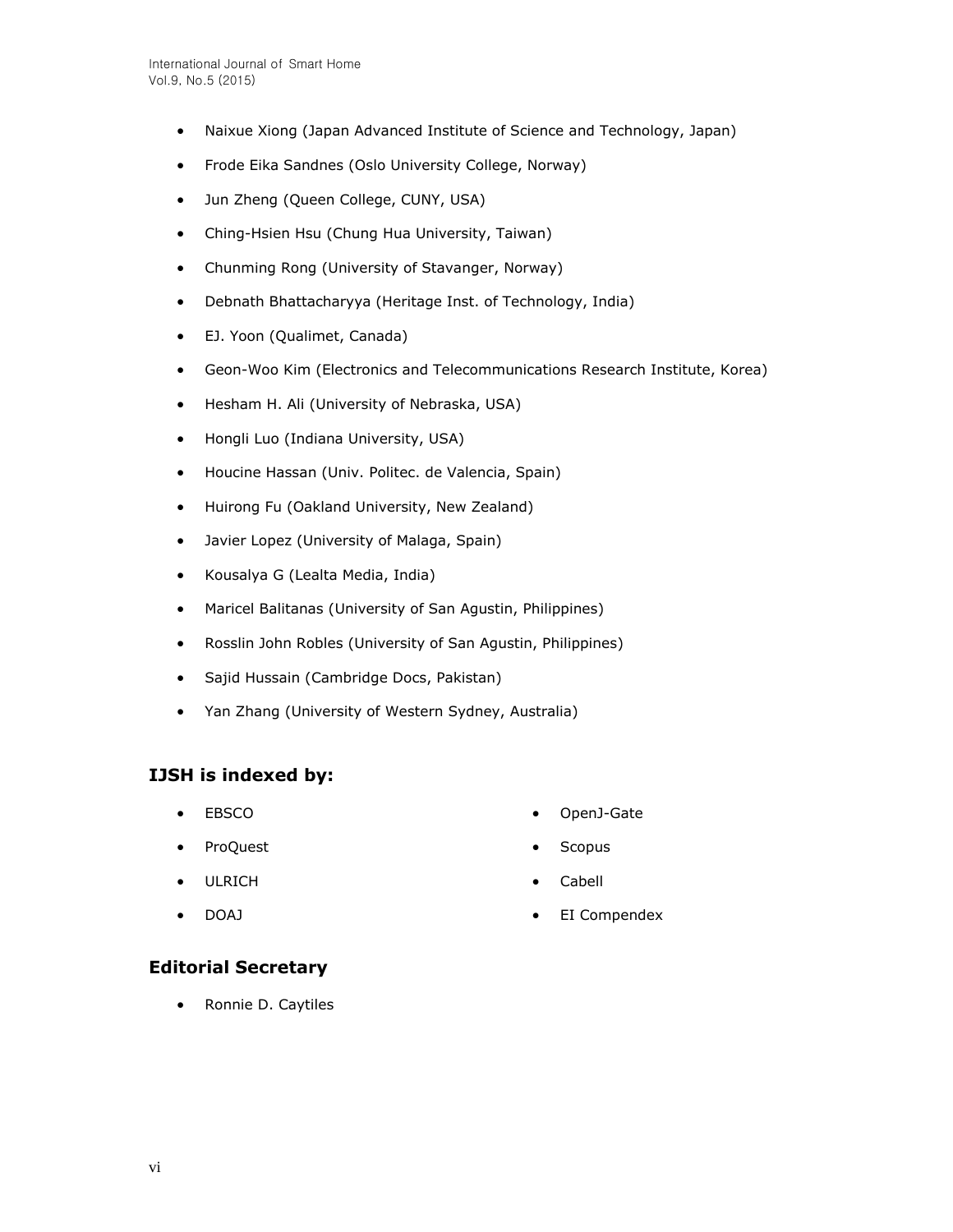- Naixue Xiong (Japan Advanced Institute of Science and Technology, Japan)
- Frode Eika Sandnes (Oslo University College, Norway)
- Jun Zheng (Queen College, CUNY, USA)
- Ching-Hsien Hsu (Chung Hua University, Taiwan)
- Chunming Rong (University of Stavanger, Norway)
- Debnath Bhattacharyya (Heritage Inst. of Technology, India)
- EJ. Yoon (Qualimet, Canada)
- Geon-Woo Kim (Electronics and Telecommunications Research Institute, Korea)
- Hesham H. Ali (University of Nebraska, USA)
- Hongli Luo (Indiana University, USA)
- Houcine Hassan (Univ. Politec. de Valencia, Spain)
- Huirong Fu (Oakland University, New Zealand)
- Javier Lopez (University of Malaga, Spain)
- Kousalya G (Lealta Media, India)
- Maricel Balitanas (University of San Agustin, Philippines)
- Rosslin John Robles (University of San Agustin, Philippines)
- Sajid Hussain (Cambridge Docs, Pakistan)
- Yan Zhang (University of Western Sydney, Australia)

## IJSH is indexed by:

- EBSCO
- ProQuest
- ULRICH
- DOAJ
- OpenJ-Gate
- Scopus
- Cabell
- EI Compendex

## Editorial Secretary

- Ronnie D. Caytiles